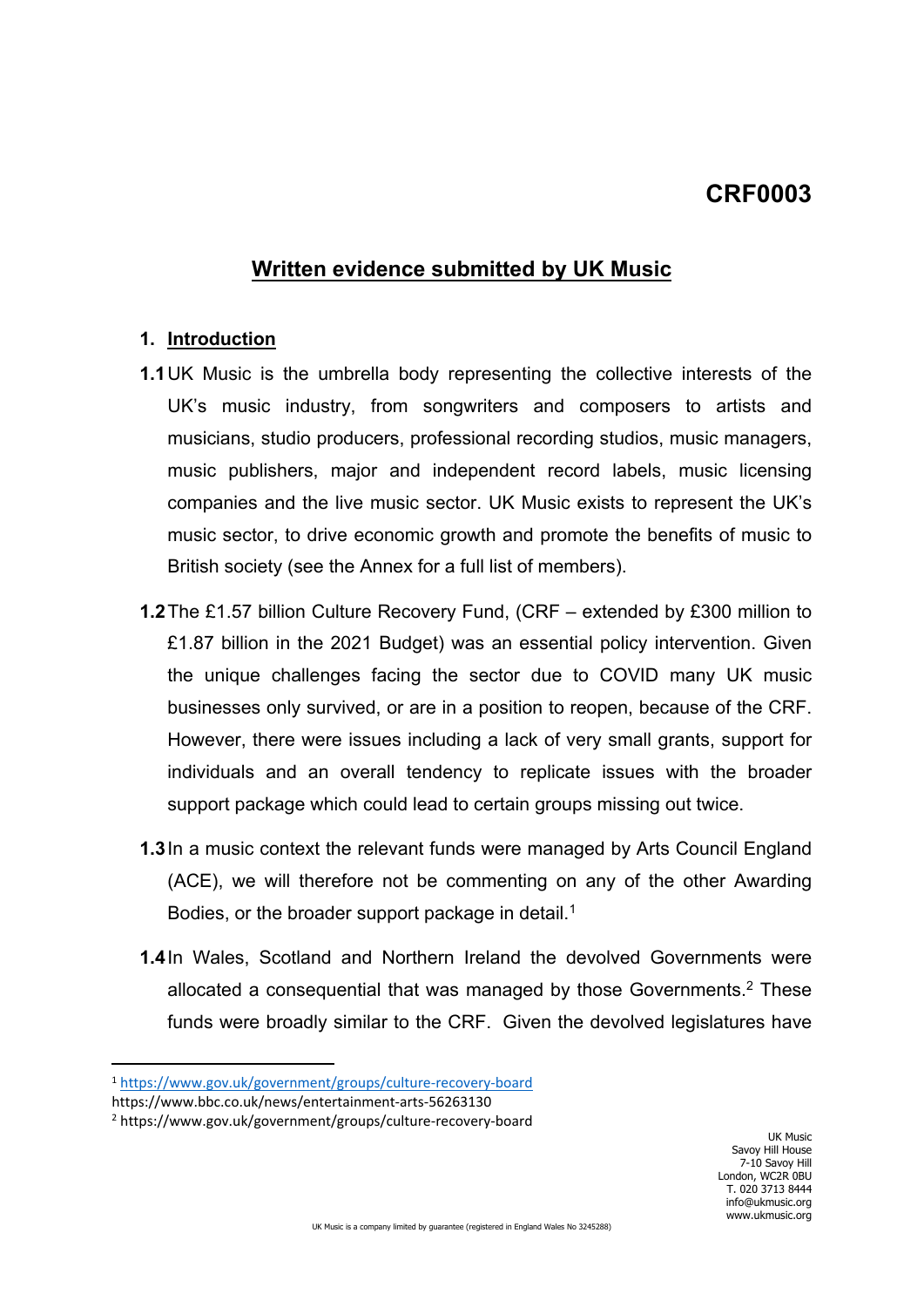# CRF0003

## Written evidence submitted by UK Music

### 1. Introduction

**1.1** UK Music is the umbrella body representing the collective interests of the UK's music industry, from songwriters and composers to artists and musicians, studio producers, professional recording studios, music managers, music publishers, major and independent record labels, music licensing companies and the live music sector. UK Music exists to represent the UK's music sector, to drive economic growth and promote the benefits of music to British society (see the Annex for a full list of members).

**1.2** The £1.57 billion Culture Recovery Fund, (CRF – extended by £300 million to £1.87 billion in the 2021 Budget) was an essential policy intervention. Given the unique challenges facing the sector due to COVID many UK music businesses only survived, or are in a position to reopen, because of the CRF. However, there were issues including a lack of very small grants, support for individuals and an overall tendency to replicate issues with the broader support package which could lead to certain groups missing out twice.

**1.3** In a music context the relevant funds were managed by Arts Council England (ACE), we will therefore not be commenting on any of the other Awarding Bodies, or the broader support package in detail.[1]

**1.4** In Wales, Scotland and Northern Ireland the devolved Governments were allocated a consequential that was managed by those Governments.[2] These funds were broadly similar to the CRF. Given the devolved legislatures have

---

[1] https://www.gov.uk/government/groups/culture-recovery-board
https://www.bbc.co.uk/news/entertainment-arts-56263130

[2] https://www.gov.uk/government/groups/culture-recovery-board

UK Music
Savoy Hill House
7-10 Savoy Hill
London, WC2R 0BU
T. 020 3713 8444
info@ukmusic.org
www.ukmusic.org

UK Music is a company limited by guarantee (registered in England Wales No 3245288)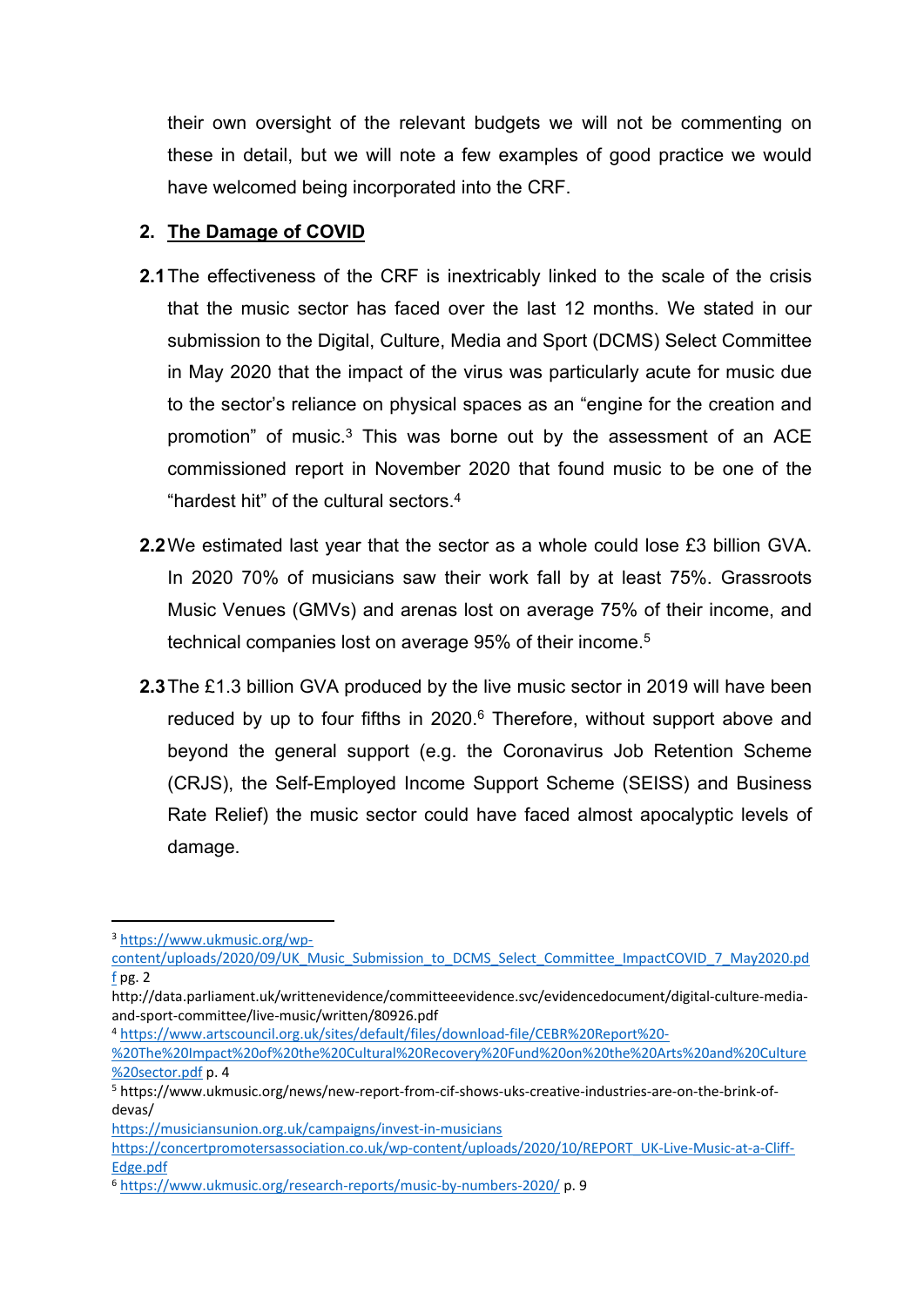their own oversight of the relevant budgets we will not be commenting on these in detail, but we will note a few examples of good practice we would have welcomed being incorporated into the CRF.

## 2. The Damage of COVID

**2.1** The effectiveness of the CRF is inextricably linked to the scale of the crisis that the music sector has faced over the last 12 months. We stated in our submission to the Digital, Culture, Media and Sport (DCMS) Select Committee in May 2020 that the impact of the virus was particularly acute for music due to the sector's reliance on physical spaces as an "engine for the creation and promotion" of music.[3] This was borne out by the assessment of an ACE commissioned report in November 2020 that found music to be one of the "hardest hit" of the cultural sectors.[4]

**2.2** We estimated last year that the sector as a whole could lose £3 billion GVA. In 2020 70% of musicians saw their work fall by at least 75%. Grassroots Music Venues (GMVs) and arenas lost on average 75% of their income, and technical companies lost on average 95% of their income.[5]

**2.3** The £1.3 billion GVA produced by the live music sector in 2019 will have been reduced by up to four fifths in 2020.[6] Therefore, without support above and beyond the general support (e.g. the Coronavirus Job Retention Scheme (CRJS), the Self-Employed Income Support Scheme (SEISS) and Business Rate Relief) the music sector could have faced almost apocalyptic levels of damage.

---

[3] https://www.ukmusic.org/wp-content/uploads/2020/09/UK_Music_Submission_to_DCMS_Select_Committee_ImpactCOVID_7_May2020.pdf pg. 2
http://data.parliament.uk/writtenevidence/committeeevidence.svc/evidencedocument/digital-culture-media-and-sport-committee/live-music/written/80926.pdf

[4] https://www.artscouncil.org.uk/sites/default/files/download-file/CEBR%20Report%20-%20The%20Impact%20of%20the%20Cultural%20Recovery%20Fund%20on%20the%20Arts%20and%20Culture%20sector.pdf p. 4

[5] https://www.ukmusic.org/news/new-report-from-cif-shows-uks-creative-industries-are-on-the-brink-of-devas/
https://musiciansunion.org.uk/campaigns/invest-in-musicians
https://concertpromotersassociation.co.uk/wp-content/uploads/2020/10/REPORT_UK-Live-Music-at-a-Cliff-Edge.pdf

[6] https://www.ukmusic.org/research-reports/music-by-numbers-2020/ p. 9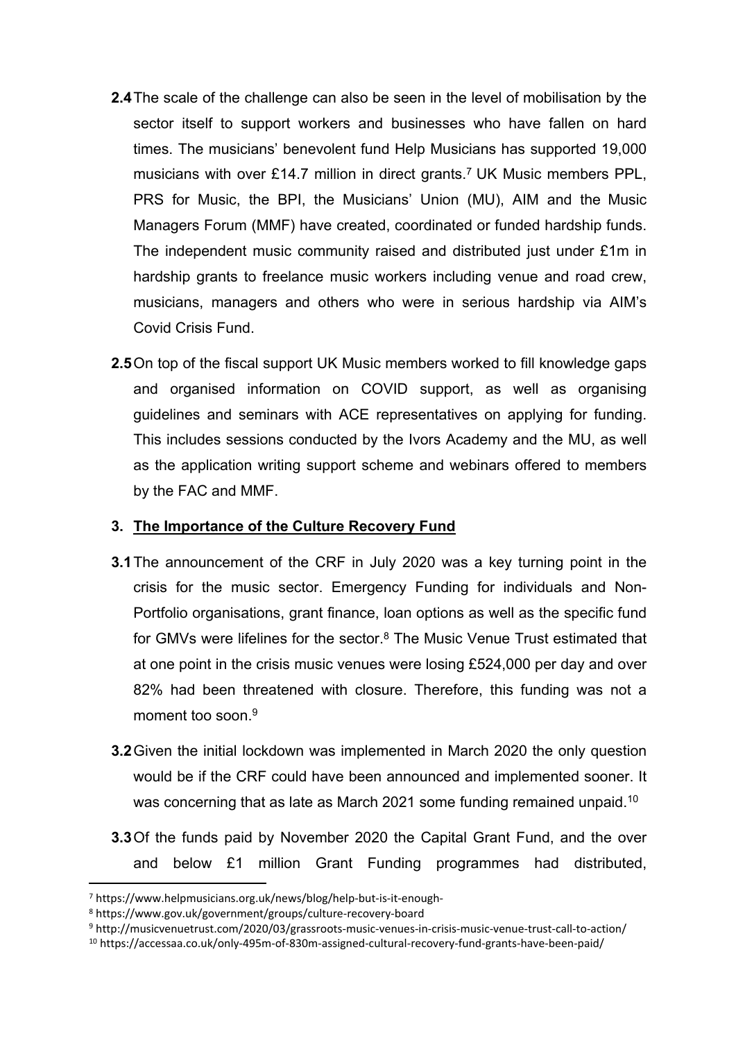**2.4** The scale of the challenge can also be seen in the level of mobilisation by the sector itself to support workers and businesses who have fallen on hard times. The musicians' benevolent fund Help Musicians has supported 19,000 musicians with over £14.7 million in direct grants.[7] UK Music members PPL, PRS for Music, the BPI, the Musicians' Union (MU), AIM and the Music Managers Forum (MMF) have created, coordinated or funded hardship funds. The independent music community raised and distributed just under £1m in hardship grants to freelance music workers including venue and road crew, musicians, managers and others who were in serious hardship via AIM's Covid Crisis Fund.

**2.5** On top of the fiscal support UK Music members worked to fill knowledge gaps and organised information on COVID support, as well as organising guidelines and seminars with ACE representatives on applying for funding. This includes sessions conducted by the Ivors Academy and the MU, as well as the application writing support scheme and webinars offered to members by the FAC and MMF.

## 3. The Importance of the Culture Recovery Fund

**3.1** The announcement of the CRF in July 2020 was a key turning point in the crisis for the music sector. Emergency Funding for individuals and Non-Portfolio organisations, grant finance, loan options as well as the specific fund for GMVs were lifelines for the sector.[8] The Music Venue Trust estimated that at one point in the crisis music venues were losing £524,000 per day and over 82% had been threatened with closure. Therefore, this funding was not a moment too soon.[9]

**3.2** Given the initial lockdown was implemented in March 2020 the only question would be if the CRF could have been announced and implemented sooner. It was concerning that as late as March 2021 some funding remained unpaid.[10]

**3.3** Of the funds paid by November 2020 the Capital Grant Fund, and the over and below £1 million Grant Funding programmes had distributed,

---

[7] https://www.helpmusicians.org.uk/news/blog/help-but-is-it-enough-

[8] https://www.gov.uk/government/groups/culture-recovery-board

[9] http://musicvenuetrust.com/2020/03/grassroots-music-venues-in-crisis-music-venue-trust-call-to-action/

[10] https://accessaa.co.uk/only-495m-of-830m-assigned-cultural-recovery-fund-grants-have-been-paid/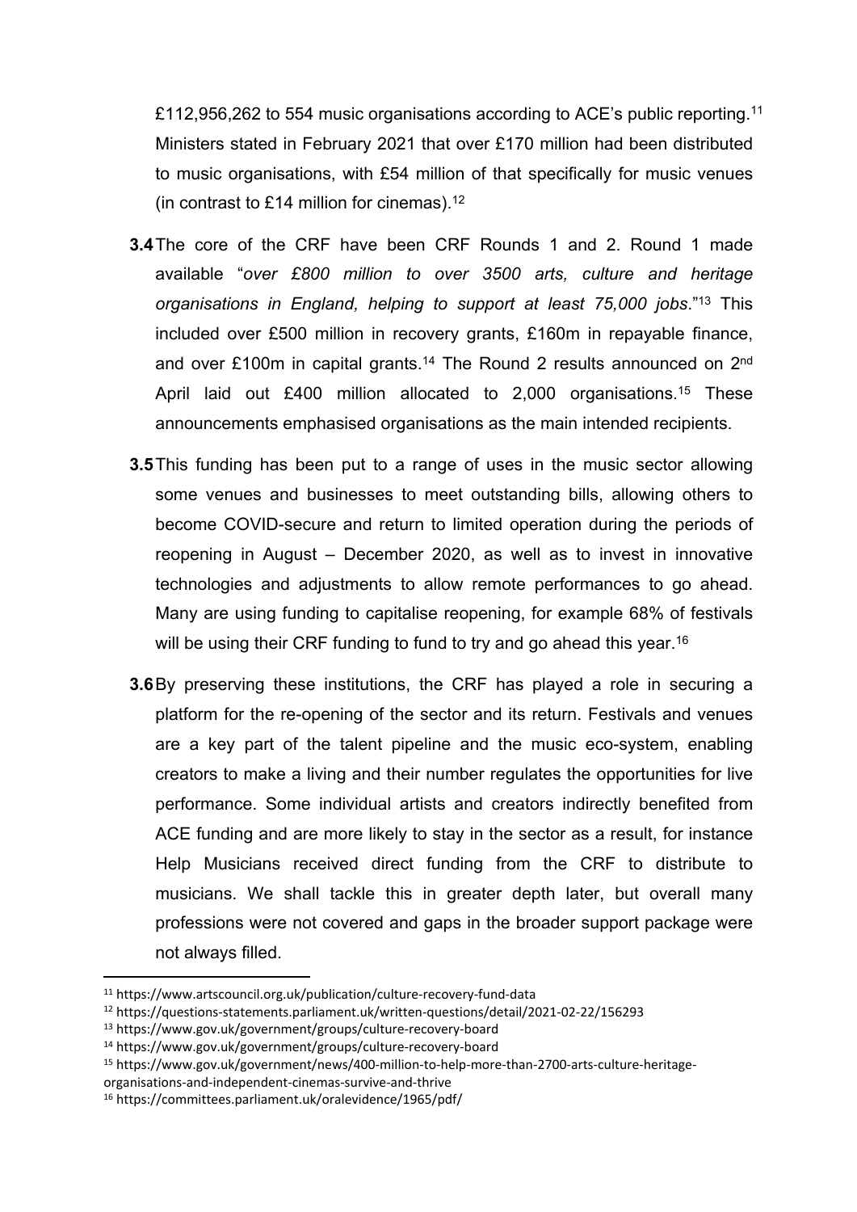£112,956,262 to 554 music organisations according to ACE's public reporting.[11] Ministers stated in February 2021 that over £170 million had been distributed to music organisations, with £54 million of that specifically for music venues (in contrast to £14 million for cinemas).[12]

**3.4** The core of the CRF have been CRF Rounds 1 and 2. Round 1 made available "*over £800 million to over 3500 arts, culture and heritage organisations in England, helping to support at least 75,000 jobs*."[13] This included over £500 million in recovery grants, £160m in repayable finance, and over £100m in capital grants.[14] The Round 2 results announced on 2nd April laid out £400 million allocated to 2,000 organisations.[15] These announcements emphasised organisations as the main intended recipients.

**3.5** This funding has been put to a range of uses in the music sector allowing some venues and businesses to meet outstanding bills, allowing others to become COVID-secure and return to limited operation during the periods of reopening in August – December 2020, as well as to invest in innovative technologies and adjustments to allow remote performances to go ahead. Many are using funding to capitalise reopening, for example 68% of festivals will be using their CRF funding to fund to try and go ahead this year.[16]

**3.6** By preserving these institutions, the CRF has played a role in securing a platform for the re-opening of the sector and its return. Festivals and venues are a key part of the talent pipeline and the music eco-system, enabling creators to make a living and their number regulates the opportunities for live performance. Some individual artists and creators indirectly benefited from ACE funding and are more likely to stay in the sector as a result, for instance Help Musicians received direct funding from the CRF to distribute to musicians. We shall tackle this in greater depth later, but overall many professions were not covered and gaps in the broader support package were not always filled.

---

[11] https://www.artscouncil.org.uk/publication/culture-recovery-fund-data

[12] https://questions-statements.parliament.uk/written-questions/detail/2021-02-22/156293

[13] https://www.gov.uk/government/groups/culture-recovery-board

[14] https://www.gov.uk/government/groups/culture-recovery-board

[15] https://www.gov.uk/government/news/400-million-to-help-more-than-2700-arts-culture-heritage-organisations-and-independent-cinemas-survive-and-thrive

[16] https://committees.parliament.uk/oralevidence/1965/pdf/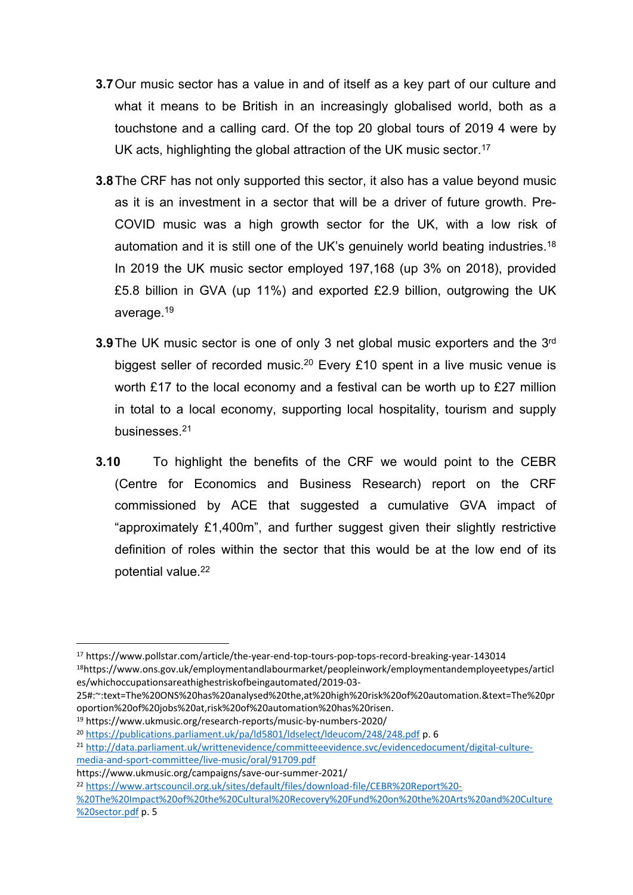**3.7** Our music sector has a value in and of itself as a key part of our culture and what it means to be British in an increasingly globalised world, both as a touchstone and a calling card. Of the top 20 global tours of 2019 4 were by UK acts, highlighting the global attraction of the UK music sector.[17]

**3.8** The CRF has not only supported this sector, it also has a value beyond music as it is an investment in a sector that will be a driver of future growth. Pre-COVID music was a high growth sector for the UK, with a low risk of automation and it is still one of the UK's genuinely world beating industries.[18] In 2019 the UK music sector employed 197,168 (up 3% on 2018), provided £5.8 billion in GVA (up 11%) and exported £2.9 billion, outgrowing the UK average.[19]

**3.9** The UK music sector is one of only 3 net global music exporters and the 3rd biggest seller of recorded music.[20] Every £10 spent in a live music venue is worth £17 to the local economy and a festival can be worth up to £27 million in total to a local economy, supporting local hospitality, tourism and supply businesses.[21]

**3.10** To highlight the benefits of the CRF we would point to the CEBR (Centre for Economics and Business Research) report on the CRF commissioned by ACE that suggested a cumulative GVA impact of "approximately £1,400m", and further suggest given their slightly restrictive definition of roles within the sector that this would be at the low end of its potential value.[22]

---

[17] https://www.pollstar.com/article/the-year-end-top-tours-pop-tops-record-breaking-year-143014

[18] https://www.ons.gov.uk/employmentandlabourmarket/peopleinwork/employmentandemployeetypes/articles/whichoccupationsareathighestriskofbeingautomated/2019-03-25#:~:text=The%20ONS%20has%20analysed%20the,at%20high%20risk%20of%20automation.&text=The%20proportion%20of%20jobs%20at,risk%20of%20automation%20has%20risen.

[19] https://www.ukmusic.org/research-reports/music-by-numbers-2020/

[20] https://publications.parliament.uk/pa/ld5801/ldselect/ldeucom/248/248.pdf p. 6

[21] http://data.parliament.uk/writtenevidence/committeeevidence.svc/evidencedocument/digital-culture-media-and-sport-committee/live-music/oral/91709.pdf
https://www.ukmusic.org/campaigns/save-our-summer-2021/

[22] https://www.artscouncil.org.uk/sites/default/files/download-file/CEBR%20Report%20-%20The%20Impact%20of%20the%20Cultural%20Recovery%20Fund%20on%20the%20Arts%20and%20Culture%20sector.pdf p. 5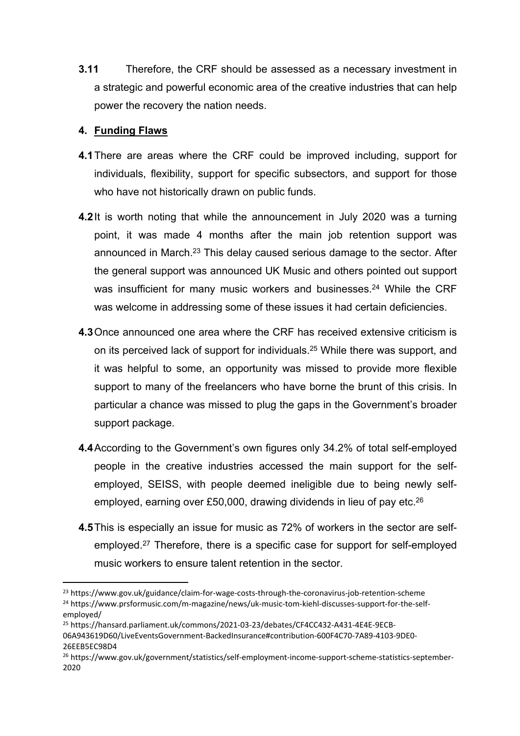**3.11** Therefore, the CRF should be assessed as a necessary investment in a strategic and powerful economic area of the creative industries that can help power the recovery the nation needs.

## 4. Funding Flaws

**4.1** There are areas where the CRF could be improved including, support for individuals, flexibility, support for specific subsectors, and support for those who have not historically drawn on public funds.

**4.2** It is worth noting that while the announcement in July 2020 was a turning point, it was made 4 months after the main job retention support was announced in March.[23] This delay caused serious damage to the sector. After the general support was announced UK Music and others pointed out support was insufficient for many music workers and businesses.[24] While the CRF was welcome in addressing some of these issues it had certain deficiencies.

**4.3** Once announced one area where the CRF has received extensive criticism is on its perceived lack of support for individuals.[25] While there was support, and it was helpful to some, an opportunity was missed to provide more flexible support to many of the freelancers who have borne the brunt of this crisis. In particular a chance was missed to plug the gaps in the Government's broader support package.

**4.4** According to the Government's own figures only 34.2% of total self-employed people in the creative industries accessed the main support for the self-employed, SEISS, with people deemed ineligible due to being newly self-employed, earning over £50,000, drawing dividends in lieu of pay etc.[26]

**4.5** This is especially an issue for music as 72% of workers in the sector are self-employed.[27] Therefore, there is a specific case for support for self-employed music workers to ensure talent retention in the sector.

---

[23] https://www.gov.uk/guidance/claim-for-wage-costs-through-the-coronavirus-job-retention-scheme

[24] https://www.prsformusic.com/m-magazine/news/uk-music-tom-kiehl-discusses-support-for-the-self-employed/

[25] https://hansard.parliament.uk/commons/2021-03-23/debates/CF4CC432-A431-4E4E-9ECB-06A943619D60/LiveEventsGovernment-BackedInsurance#contribution-600F4C70-7A89-4103-9DE0-26EEB5EC98D4

[26] https://www.gov.uk/government/statistics/self-employment-income-support-scheme-statistics-september-2020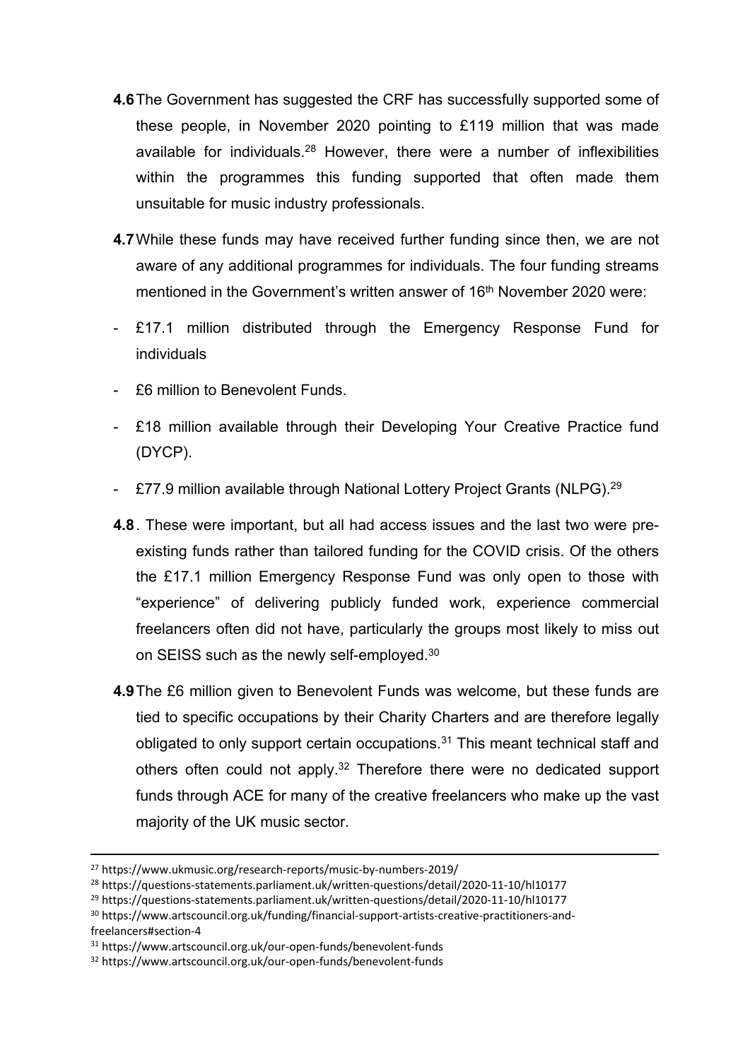**4.6** The Government has suggested the CRF has successfully supported some of these people, in November 2020 pointing to £119 million that was made available for individuals.[28] However, there were a number of inflexibilities within the programmes this funding supported that often made them unsuitable for music industry professionals.

**4.7** While these funds may have received further funding since then, we are not aware of any additional programmes for individuals. The four funding streams mentioned in the Government's written answer of 16th November 2020 were:

- £17.1 million distributed through the Emergency Response Fund for individuals
- £6 million to Benevolent Funds.
- £18 million available through their Developing Your Creative Practice fund (DYCP).
- £77.9 million available through National Lottery Project Grants (NLPG).[29]

**4.8**. These were important, but all had access issues and the last two were pre-existing funds rather than tailored funding for the COVID crisis. Of the others the £17.1 million Emergency Response Fund was only open to those with "experience" of delivering publicly funded work, experience commercial freelancers often did not have, particularly the groups most likely to miss out on SEISS such as the newly self-employed.[30]

**4.9** The £6 million given to Benevolent Funds was welcome, but these funds are tied to specific occupations by their Charity Charters and are therefore legally obligated to only support certain occupations.[31] This meant technical staff and others often could not apply.[32] Therefore there were no dedicated support funds through ACE for many of the creative freelancers who make up the vast majority of the UK music sector.

---

[27] https://www.ukmusic.org/research-reports/music-by-numbers-2019/

[28] https://questions-statements.parliament.uk/written-questions/detail/2020-11-10/hl10177

[29] https://questions-statements.parliament.uk/written-questions/detail/2020-11-10/hl10177

[30] https://www.artscouncil.org.uk/funding/financial-support-artists-creative-practitioners-and-freelancers#section-4

[31] https://www.artscouncil.org.uk/our-open-funds/benevolent-funds

[32] https://www.artscouncil.org.uk/our-open-funds/benevolent-funds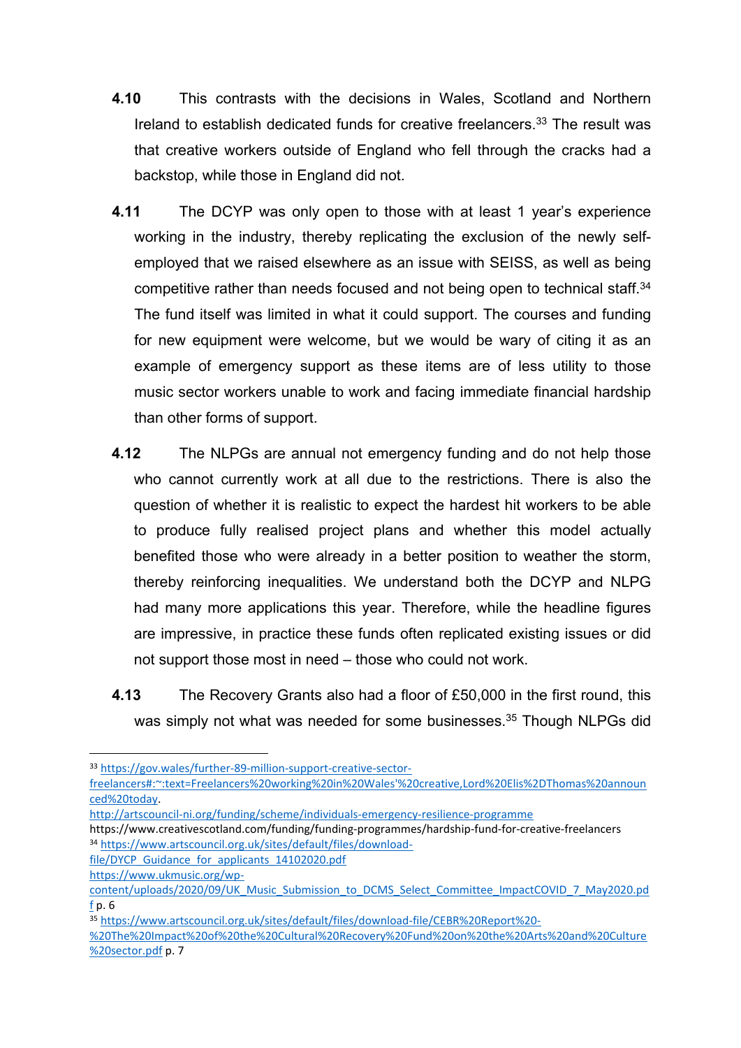**4.10** This contrasts with the decisions in Wales, Scotland and Northern Ireland to establish dedicated funds for creative freelancers.[33] The result was that creative workers outside of England who fell through the cracks had a backstop, while those in England did not.

**4.11** The DCYP was only open to those with at least 1 year's experience working in the industry, thereby replicating the exclusion of the newly self-employed that we raised elsewhere as an issue with SEISS, as well as being competitive rather than needs focused and not being open to technical staff.[34] The fund itself was limited in what it could support. The courses and funding for new equipment were welcome, but we would be wary of citing it as an example of emergency support as these items are of less utility to those music sector workers unable to work and facing immediate financial hardship than other forms of support.

**4.12** The NLPGs are annual not emergency funding and do not help those who cannot currently work at all due to the restrictions. There is also the question of whether it is realistic to expect the hardest hit workers to be able to produce fully realised project plans and whether this model actually benefited those who were already in a better position to weather the storm, thereby reinforcing inequalities. We understand both the DCYP and NLPG had many more applications this year. Therefore, while the headline figures are impressive, in practice these funds often replicated existing issues or did not support those most in need – those who could not work.

**4.13** The Recovery Grants also had a floor of £50,000 in the first round, this was simply not what was needed for some businesses.[35] Though NLPGs did

---

[33] https://gov.wales/further-89-million-support-creative-sector-freelancers#:~:text=Freelancers%20working%20in%20Wales'%20creative,Lord%20Elis%2DThomas%20announced%20today.
http://artscouncil-ni.org/funding/scheme/individuals-emergency-resilience-programme
https://www.creativescotland.com/funding/funding-programmes/hardship-fund-for-creative-freelancers

[34] https://www.artscouncil.org.uk/sites/default/files/download-file/DYCP_Guidance_for_applicants_14102020.pdf
https://www.ukmusic.org/wp-content/uploads/2020/09/UK_Music_Submission_to_DCMS_Select_Committee_ImpactCOVID_7_May2020.pdf p. 6

[35] https://www.artscouncil.org.uk/sites/default/files/download-file/CEBR%20Report%20-%20The%20Impact%20of%20the%20Cultural%20Recovery%20Fund%20on%20the%20Arts%20and%20Culture%20sector.pdf p. 7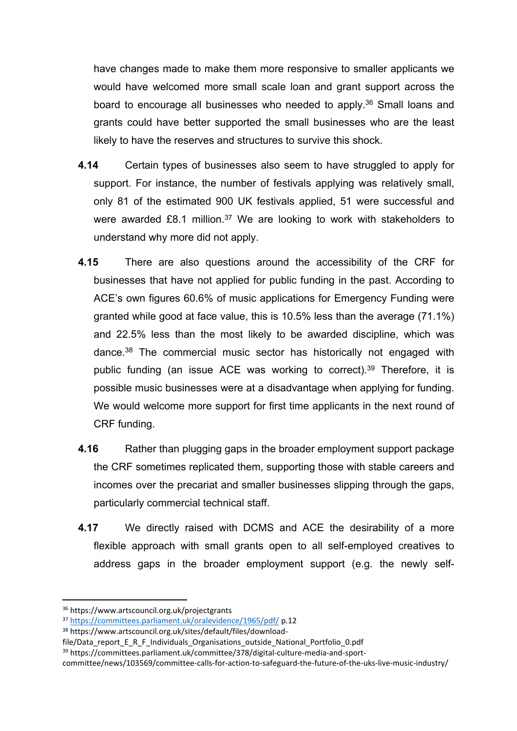have changes made to make them more responsive to smaller applicants we would have welcomed more small scale loan and grant support across the board to encourage all businesses who needed to apply.[36] Small loans and grants could have better supported the small businesses who are the least likely to have the reserves and structures to survive this shock.

**4.14** Certain types of businesses also seem to have struggled to apply for support. For instance, the number of festivals applying was relatively small, only 81 of the estimated 900 UK festivals applied, 51 were successful and were awarded £8.1 million.[37] We are looking to work with stakeholders to understand why more did not apply.

**4.15** There are also questions around the accessibility of the CRF for businesses that have not applied for public funding in the past. According to ACE's own figures 60.6% of music applications for Emergency Funding were granted while good at face value, this is 10.5% less than the average (71.1%) and 22.5% less than the most likely to be awarded discipline, which was dance.[38] The commercial music sector has historically not engaged with public funding (an issue ACE was working to correct).[39] Therefore, it is possible music businesses were at a disadvantage when applying for funding. We would welcome more support for first time applicants in the next round of CRF funding.

**4.16** Rather than plugging gaps in the broader employment support package the CRF sometimes replicated them, supporting those with stable careers and incomes over the precariat and smaller businesses slipping through the gaps, particularly commercial technical staff.

**4.17** We directly raised with DCMS and ACE the desirability of a more flexible approach with small grants open to all self-employed creatives to address gaps in the broader employment support (e.g. the newly self-

---

[36] https://www.artscouncil.org.uk/projectgrants

[37] https://committees.parliament.uk/oralevidence/1965/pdf/ p.12

[38] https://www.artscouncil.org.uk/sites/default/files/download-file/Data_report_E_R_F_Individuals_Organisations_outside_National_Portfolio_0.pdf

[39] https://committees.parliament.uk/committee/378/digital-culture-media-and-sport-committee/news/103569/committee-calls-for-action-to-safeguard-the-future-of-the-uks-live-music-industry/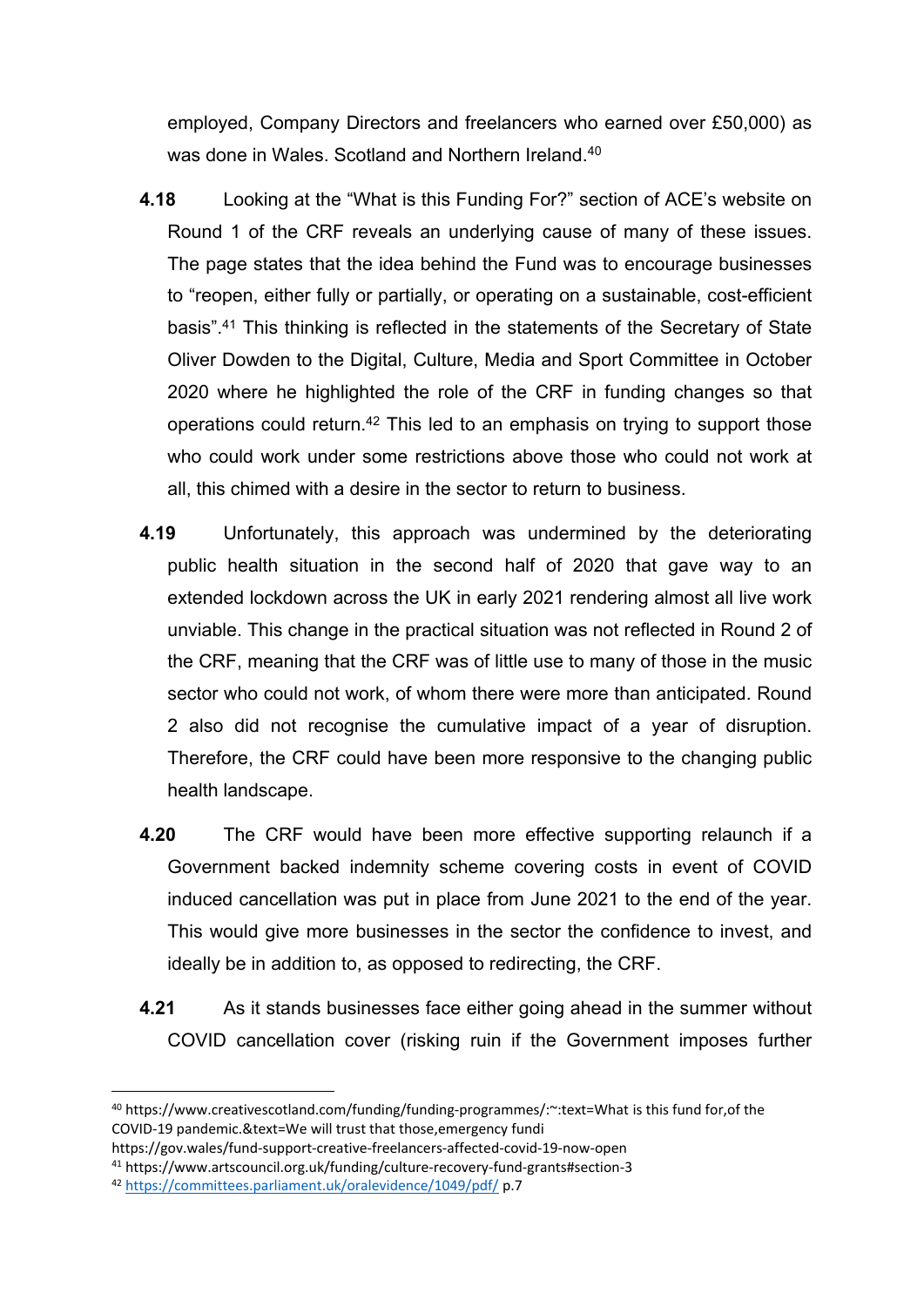employed, Company Directors and freelancers who earned over £50,000) as was done in Wales. Scotland and Northern Ireland.[40]

**4.18** Looking at the "What is this Funding For?" section of ACE's website on Round 1 of the CRF reveals an underlying cause of many of these issues. The page states that the idea behind the Fund was to encourage businesses to "reopen, either fully or partially, or operating on a sustainable, cost-efficient basis".[41] This thinking is reflected in the statements of the Secretary of State Oliver Dowden to the Digital, Culture, Media and Sport Committee in October 2020 where he highlighted the role of the CRF in funding changes so that operations could return.[42] This led to an emphasis on trying to support those who could work under some restrictions above those who could not work at all, this chimed with a desire in the sector to return to business.

**4.19** Unfortunately, this approach was undermined by the deteriorating public health situation in the second half of 2020 that gave way to an extended lockdown across the UK in early 2021 rendering almost all live work unviable. This change in the practical situation was not reflected in Round 2 of the CRF, meaning that the CRF was of little use to many of those in the music sector who could not work, of whom there were more than anticipated. Round 2 also did not recognise the cumulative impact of a year of disruption. Therefore, the CRF could have been more responsive to the changing public health landscape.

**4.20** The CRF would have been more effective supporting relaunch if a Government backed indemnity scheme covering costs in event of COVID induced cancellation was put in place from June 2021 to the end of the year. This would give more businesses in the sector the confidence to invest, and ideally be in addition to, as opposed to redirecting, the CRF.

**4.21** As it stands businesses face either going ahead in the summer without COVID cancellation cover (risking ruin if the Government imposes further

---

[40] https://www.creativescotland.com/funding/funding-programmes/:~:text=What is this fund for,of the COVID-19 pandemic.&text=We will trust that those,emergency fundi
https://gov.wales/fund-support-creative-freelancers-affected-covid-19-now-open

[41] https://www.artscouncil.org.uk/funding/culture-recovery-fund-grants#section-3

[42] https://committees.parliament.uk/oralevidence/1049/pdf/ p.7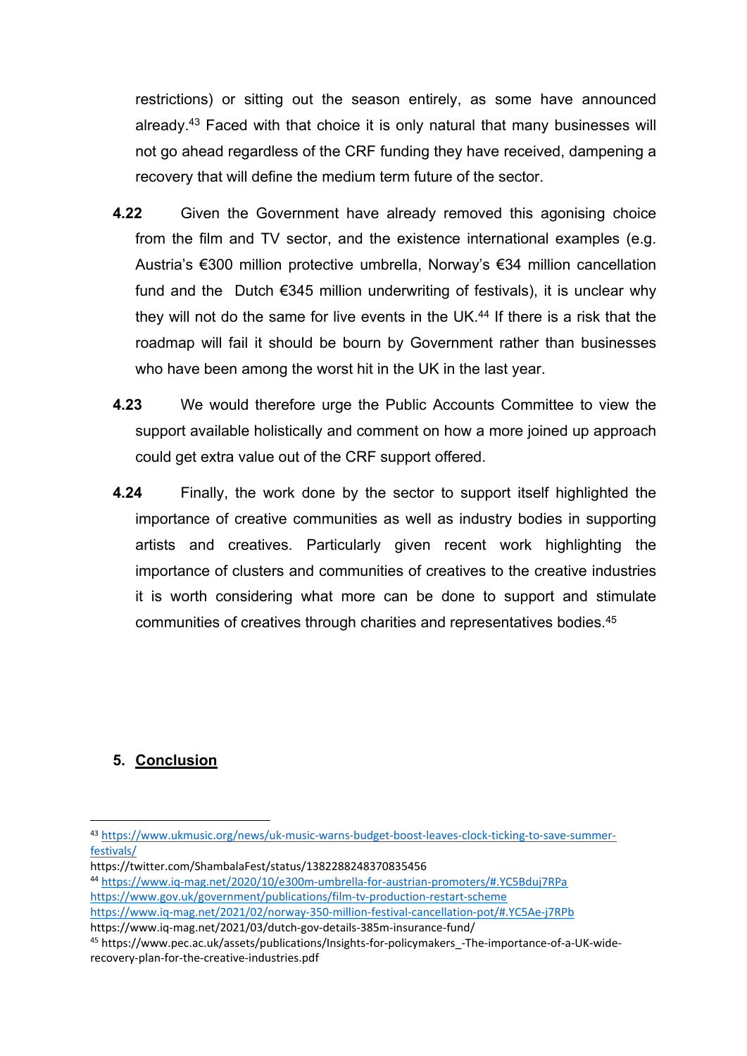restrictions) or sitting out the season entirely, as some have announced already.[43] Faced with that choice it is only natural that many businesses will not go ahead regardless of the CRF funding they have received, dampening a recovery that will define the medium term future of the sector.

**4.22** Given the Government have already removed this agonising choice from the film and TV sector, and the existence international examples (e.g. Austria's €300 million protective umbrella, Norway's €34 million cancellation fund and the Dutch €345 million underwriting of festivals), it is unclear why they will not do the same for live events in the UK.[44] If there is a risk that the roadmap will fail it should be bourn by Government rather than businesses who have been among the worst hit in the UK in the last year.

**4.23** We would therefore urge the Public Accounts Committee to view the support available holistically and comment on how a more joined up approach could get extra value out of the CRF support offered.

**4.24** Finally, the work done by the sector to support itself highlighted the importance of creative communities as well as industry bodies in supporting artists and creatives. Particularly given recent work highlighting the importance of clusters and communities of creatives to the creative industries it is worth considering what more can be done to support and stimulate communities of creatives through charities and representatives bodies.[45]

## 5. Conclusion

---

[43] https://www.ukmusic.org/news/uk-music-warns-budget-boost-leaves-clock-ticking-to-save-summer-festivals/
https://twitter.com/ShambalaFest/status/1382288248370835456

[44] https://www.iq-mag.net/2020/10/e300m-umbrella-for-austrian-promoters/#.YC5Bduj7RPa
https://www.gov.uk/government/publications/film-tv-production-restart-scheme
https://www.iq-mag.net/2021/02/norway-350-million-festival-cancellation-pot/#.YC5Ae-j7RPb
https://www.iq-mag.net/2021/03/dutch-gov-details-385m-insurance-fund/

[45] https://www.pec.ac.uk/assets/publications/Insights-for-policymakers_-The-importance-of-a-UK-wide-recovery-plan-for-the-creative-industries.pdf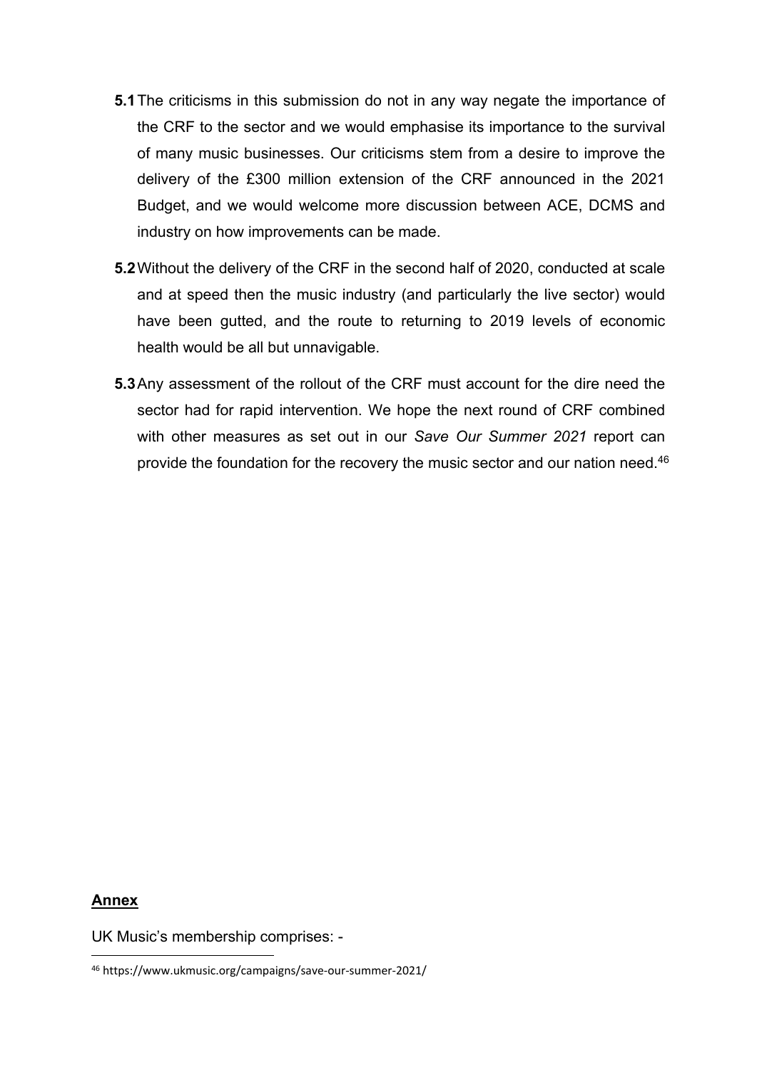**5.1** The criticisms in this submission do not in any way negate the importance of the CRF to the sector and we would emphasise its importance to the survival of many music businesses. Our criticisms stem from a desire to improve the delivery of the £300 million extension of the CRF announced in the 2021 Budget, and we would welcome more discussion between ACE, DCMS and industry on how improvements can be made.

**5.2** Without the delivery of the CRF in the second half of 2020, conducted at scale and at speed then the music industry (and particularly the live sector) would have been gutted, and the route to returning to 2019 levels of economic health would be all but unnavigable.

**5.3** Any assessment of the rollout of the CRF must account for the dire need the sector had for rapid intervention. We hope the next round of CRF combined with other measures as set out in our *Save Our Summer 2021* report can provide the foundation for the recovery the music sector and our nation need.[46]

**Annex**

UK Music's membership comprises: -

[46] https://www.ukmusic.org/campaigns/save-our-summer-2021/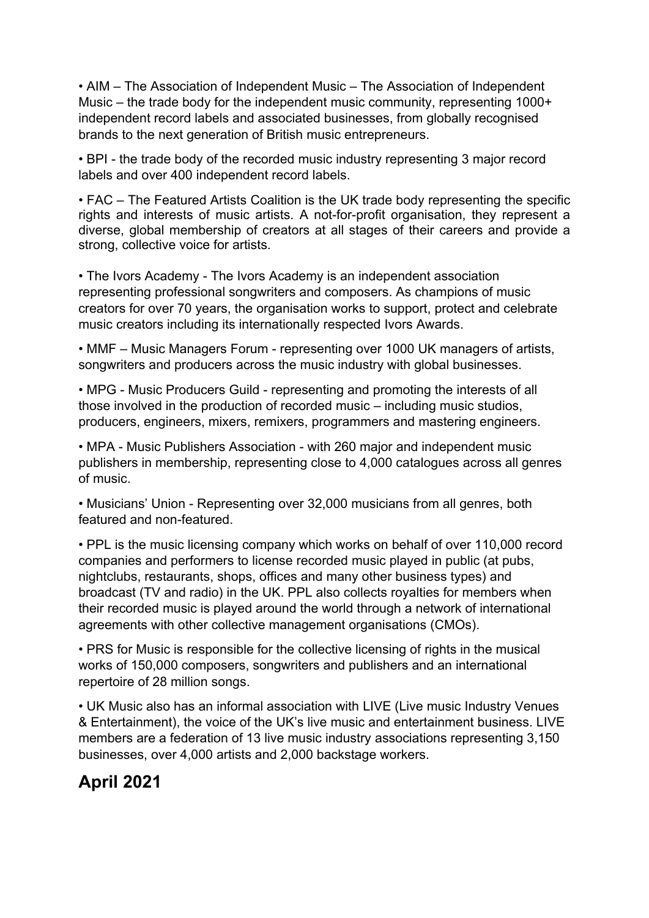- AIM – The Association of Independent Music – The Association of Independent Music – the trade body for the independent music community, representing 1000+ independent record labels and associated businesses, from globally recognised brands to the next generation of British music entrepreneurs.

- BPI - the trade body of the recorded music industry representing 3 major record labels and over 400 independent record labels.

- FAC – The Featured Artists Coalition is the UK trade body representing the specific rights and interests of music artists. A not-for-profit organisation, they represent a diverse, global membership of creators at all stages of their careers and provide a strong, collective voice for artists.

- The Ivors Academy - The Ivors Academy is an independent association representing professional songwriters and composers. As champions of music creators for over 70 years, the organisation works to support, protect and celebrate music creators including its internationally respected Ivors Awards.

- MMF – Music Managers Forum - representing over 1000 UK managers of artists, songwriters and producers across the music industry with global businesses.

- MPG - Music Producers Guild - representing and promoting the interests of all those involved in the production of recorded music – including music studios, producers, engineers, mixers, remixers, programmers and mastering engineers.

- MPA - Music Publishers Association - with 260 major and independent music publishers in membership, representing close to 4,000 catalogues across all genres of music.

- Musicians' Union - Representing over 32,000 musicians from all genres, both featured and non-featured.

- PPL is the music licensing company which works on behalf of over 110,000 record companies and performers to license recorded music played in public (at pubs, nightclubs, restaurants, shops, offices and many other business types) and broadcast (TV and radio) in the UK. PPL also collects royalties for members when their recorded music is played around the world through a network of international agreements with other collective management organisations (CMOs).

- PRS for Music is responsible for the collective licensing of rights in the musical works of 150,000 composers, songwriters and publishers and an international repertoire of 28 million songs.

- UK Music also has an informal association with LIVE (Live music Industry Venues & Entertainment), the voice of the UK's live music and entertainment business. LIVE members are a federation of 13 live music industry associations representing 3,150 businesses, over 4,000 artists and 2,000 backstage workers.

## April 2021